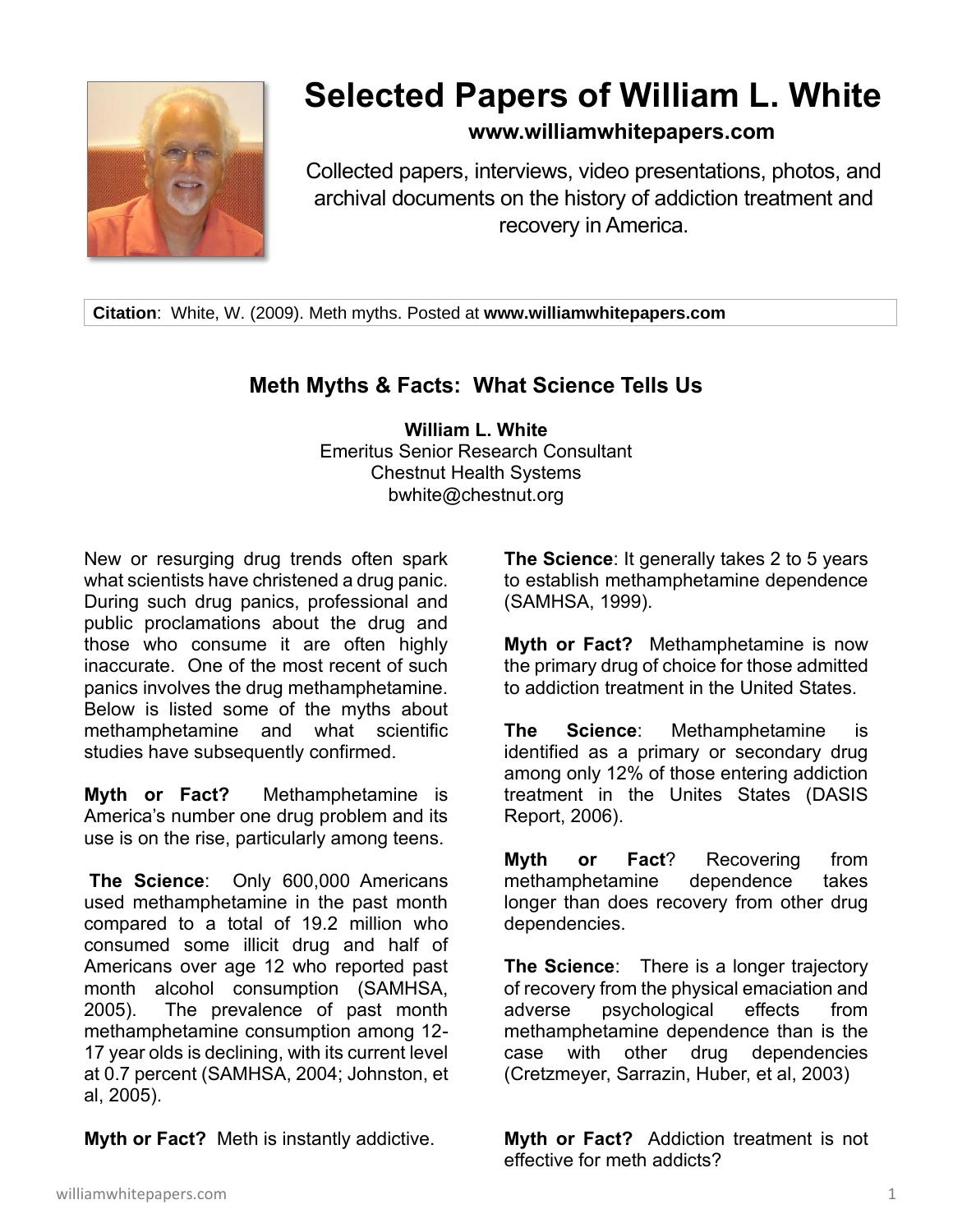# Selected Papers of William L. White

**www.williamwhitepapers.com**

Collected papers, interviews, video presentations, photos, and archival documents on the history of addiction treatment and recovery in America.

**Citation**: White, W. (2009). Meth myths. Posted at **www.williamwhitepapers.com**

## Meth Myths & Facts: What Science Tells Us

**William L. White**
Emeritus Senior Research Consultant
Chestnut Health Systems
bwhite@chestnut.org

New or resurging drug trends often spark what scientists have christened a drug panic. During such drug panics, professional and public proclamations about the drug and those who consume it are often highly inaccurate. One of the most recent of such panics involves the drug methamphetamine. Below is listed some of the myths about methamphetamine and what scientific studies have subsequently confirmed.

**Myth or Fact?** Methamphetamine is America's number one drug problem and its use is on the rise, particularly among teens.

**The Science**: Only 600,000 Americans used methamphetamine in the past month compared to a total of 19.2 million who consumed some illicit drug and half of Americans over age 12 who reported past month alcohol consumption (SAMHSA, 2005). The prevalence of past month methamphetamine consumption among 12-17 year olds is declining, with its current level at 0.7 percent (SAMHSA, 2004; Johnston, et al, 2005).

**Myth or Fact?** Meth is instantly addictive.

**The Science**: It generally takes 2 to 5 years to establish methamphetamine dependence (SAMHSA, 1999).

**Myth or Fact?** Methamphetamine is now the primary drug of choice for those admitted to addiction treatment in the United States.

**The Science**: Methamphetamine is identified as a primary or secondary drug among only 12% of those entering addiction treatment in the Unites States (DASIS Report, 2006).

**Myth or Fact**? Recovering from methamphetamine dependence takes longer than does recovery from other drug dependencies.

**The Science**: There is a longer trajectory of recovery from the physical emaciation and adverse psychological effects from methamphetamine dependence than is the case with other drug dependencies (Cretzmeyer, Sarrazin, Huber, et al, 2003)

**Myth or Fact?** Addiction treatment is not effective for meth addicts?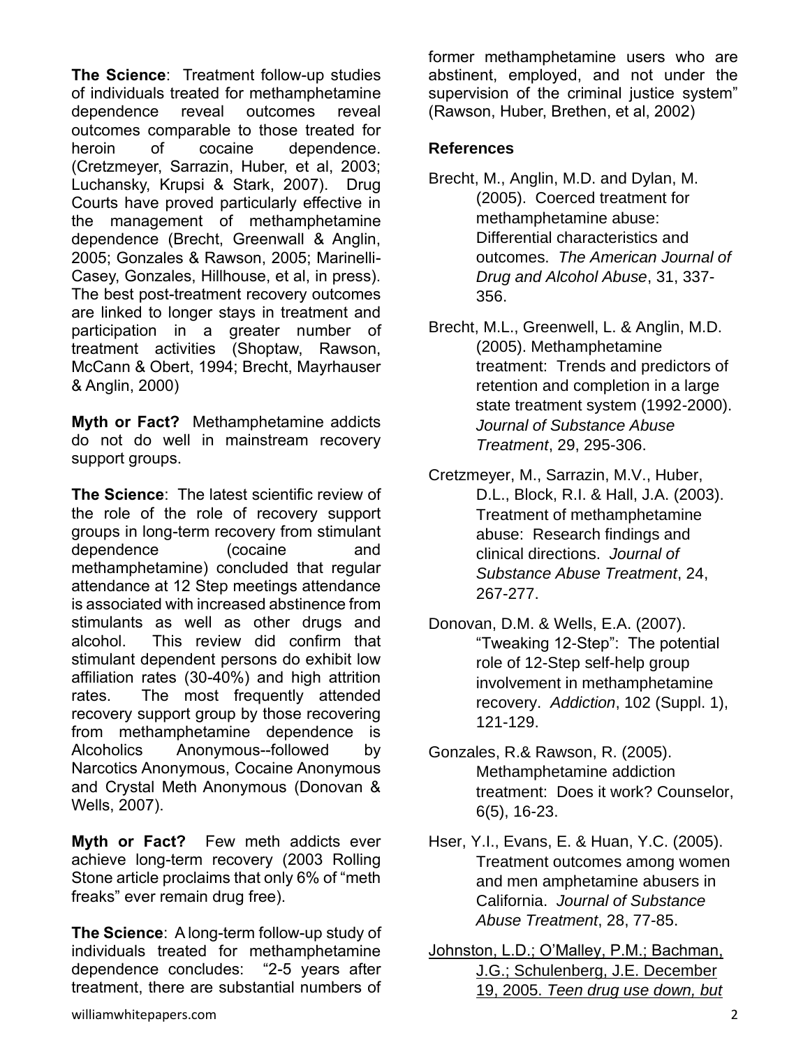**The Science**: Treatment follow-up studies of individuals treated for methamphetamine dependence reveal outcomes reveal outcomes comparable to those treated for heroin of cocaine dependence. (Cretzmeyer, Sarrazin, Huber, et al, 2003; Luchansky, Krupsi & Stark, 2007). Drug Courts have proved particularly effective in the management of methamphetamine dependence (Brecht, Greenwall & Anglin, 2005; Gonzales & Rawson, 2005; Marinelli-Casey, Gonzales, Hillhouse, et al, in press). The best post-treatment recovery outcomes are linked to longer stays in treatment and participation in a greater number of treatment activities (Shoptaw, Rawson, McCann & Obert, 1994; Brecht, Mayrhauser & Anglin, 2000)

**Myth or Fact?** Methamphetamine addicts do not do well in mainstream recovery support groups.

**The Science**: The latest scientific review of the role of the role of recovery support groups in long-term recovery from stimulant dependence (cocaine and methamphetamine) concluded that regular attendance at 12 Step meetings attendance is associated with increased abstinence from stimulants as well as other drugs and alcohol. This review did confirm that stimulant dependent persons do exhibit low affiliation rates (30-40%) and high attrition rates. The most frequently attended recovery support group by those recovering from methamphetamine dependence is Alcoholics Anonymous--followed by Narcotics Anonymous, Cocaine Anonymous and Crystal Meth Anonymous (Donovan & Wells, 2007).

**Myth or Fact?** Few meth addicts ever achieve long-term recovery (2003 Rolling Stone article proclaims that only 6% of "meth freaks" ever remain drug free).

**The Science**: A long-term follow-up study of individuals treated for methamphetamine dependence concludes: "2-5 years after treatment, there are substantial numbers of former methamphetamine users who are abstinent, employed, and not under the supervision of the criminal justice system" (Rawson, Huber, Brethen, et al, 2002)

**References**

Brecht, M., Anglin, M.D. and Dylan, M. (2005). Coerced treatment for methamphetamine abuse: Differential characteristics and outcomes. *The American Journal of Drug and Alcohol Abuse*, 31, 337-356.

Brecht, M.L., Greenwell, L. & Anglin, M.D. (2005). Methamphetamine treatment: Trends and predictors of retention and completion in a large state treatment system (1992-2000). *Journal of Substance Abuse Treatment*, 29, 295-306.

Cretzmeyer, M., Sarrazin, M.V., Huber, D.L., Block, R.I. & Hall, J.A. (2003). Treatment of methamphetamine abuse: Research findings and clinical directions. *Journal of Substance Abuse Treatment*, 24, 267-277.

Donovan, D.M. & Wells, E.A. (2007). "Tweaking 12-Step": The potential role of 12-Step self-help group involvement in methamphetamine recovery. *Addiction*, 102 (Suppl. 1), 121-129.

Gonzales, R.& Rawson, R. (2005). Methamphetamine addiction treatment: Does it work? Counselor, 6(5), 16-23.

Hser, Y.I., Evans, E. & Huan, Y.C. (2005). Treatment outcomes among women and men amphetamine abusers in California. *Journal of Substance Abuse Treatment*, 28, 77-85.

Johnston, L.D.; O'Malley, P.M.; Bachman, J.G.; Schulenberg, J.E. December 19, 2005. *Teen drug use down, but*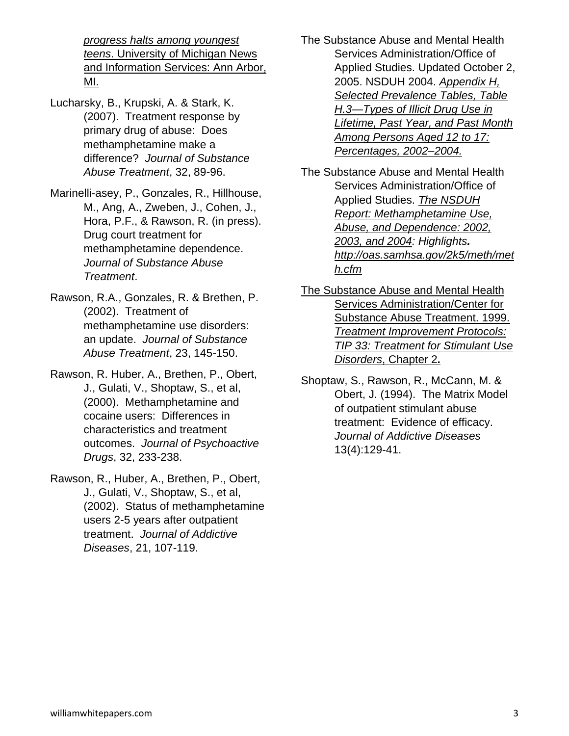*progress halts among youngest teens*. University of Michigan News and Information Services: Ann Arbor, MI.

Lucharsky, B., Krupski, A. & Stark, K. (2007). Treatment response by primary drug of abuse: Does methamphetamine make a difference? *Journal of Substance Abuse Treatment*, 32, 89-96.

Marinelli-asey, P., Gonzales, R., Hillhouse, M., Ang, A., Zweben, J., Cohen, J., Hora, P.F., & Rawson, R. (in press). Drug court treatment for methamphetamine dependence. *Journal of Substance Abuse Treatment*.

Rawson, R.A., Gonzales, R. & Brethen, P. (2002). Treatment of methamphetamine use disorders: an update. *Journal of Substance Abuse Treatment*, 23, 145-150.

Rawson, R. Huber, A., Brethen, P., Obert, J., Gulati, V., Shoptaw, S., et al, (2000). Methamphetamine and cocaine users: Differences in characteristics and treatment outcomes. *Journal of Psychoactive Drugs*, 32, 233-238.

Rawson, R., Huber, A., Brethen, P., Obert, J., Gulati, V., Shoptaw, S., et al, (2002). Status of methamphetamine users 2-5 years after outpatient treatment. *Journal of Addictive Diseases*, 21, 107-119.

The Substance Abuse and Mental Health Services Administration/Office of Applied Studies. Updated October 2, 2005. NSDUH 2004. *Appendix H, Selected Prevalence Tables, Table H.3—Types of Illicit Drug Use in Lifetime, Past Year, and Past Month Among Persons Aged 12 to 17: Percentages, 2002–2004.*

The Substance Abuse and Mental Health Services Administration/Office of Applied Studies. *The NSDUH Report: Methamphetamine Use, Abuse, and Dependence: 2002, 2003, and 2004: Highlights.* *http://oas.samhsa.gov/2k5/meth/meth.cfm*

The Substance Abuse and Mental Health Services Administration/Center for Substance Abuse Treatment. 1999. *Treatment Improvement Protocols: TIP 33: Treatment for Stimulant Use Disorders*, Chapter 2**.**

Shoptaw, S., Rawson, R., McCann, M. & Obert, J. (1994). The Matrix Model of outpatient stimulant abuse treatment: Evidence of efficacy. *Journal of Addictive Diseases* 13(4):129-41.